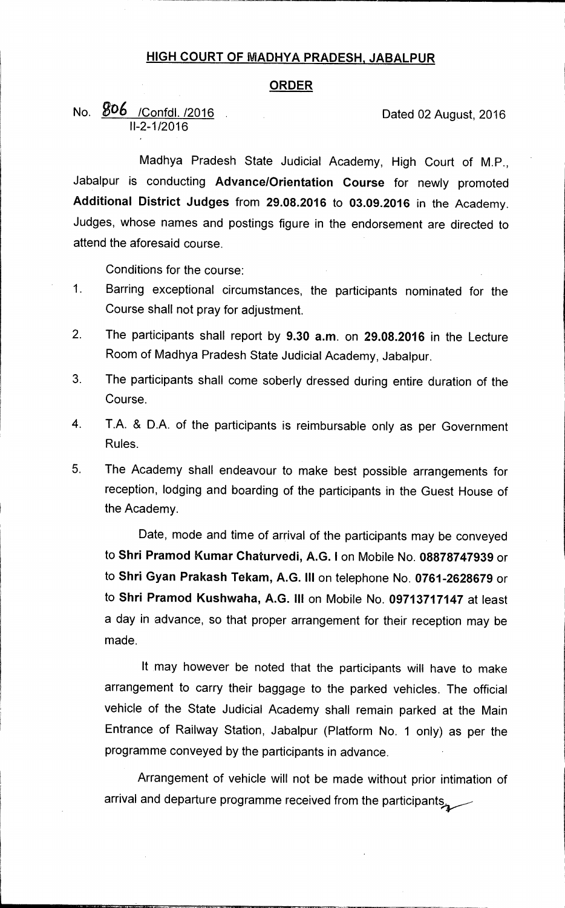# HIGH COURT OF MADHYA PRADESH, JABALPUR

## ORDER

No. 806 /Confdl. /2016 Dated 02 August, 2016
II-2-1/2016

Madhya Pradesh State Judicial Academy, High Court of M.P., Jabalpur is conducting **Advance/Orientation Course** for newly promoted **Additional District Judges** from **29.08.2016** to **03.09.2016** in the Academy. Judges, whose names and postings figure in the endorsement are directed to attend the aforesaid course.

Conditions for the course:

1. Barring exceptional circumstances, the participants nominated for the Course shall not pray for adjustment.
2. The participants shall report by **9.30 a.m.** on **29.08.2016** in the Lecture Room of Madhya Pradesh State Judicial Academy, Jabalpur.
3. The participants shall come soberly dressed during entire duration of the Course.
4. T.A. & D.A. of the participants is reimbursable only as per Government Rules.
5. The Academy shall endeavour to make best possible arrangements for reception, lodging and boarding of the participants in the Guest House of the Academy.

   Date, mode and time of arrival of the participants may be conveyed to **Shri Pramod Kumar Chaturvedi, A.G. I** on Mobile No. **08878747939** or to **Shri Gyan Prakash Tekam, A.G. III** on telephone No. **0761-2628679** or to **Shri Pramod Kushwaha, A.G. III** on Mobile No. **09713717147** at least a day in advance, so that proper arrangement for their reception may be made.

   It may however be noted that the participants will have to make arrangement to carry their baggage to the parked vehicles. The official vehicle of the State Judicial Academy shall remain parked at the Main Entrance of Railway Station, Jabalpur (Platform No. 1 only) as per the programme conveyed by the participants in advance.

   Arrangement of vehicle will not be made without prior intimation of arrival and departure programme received from the participants.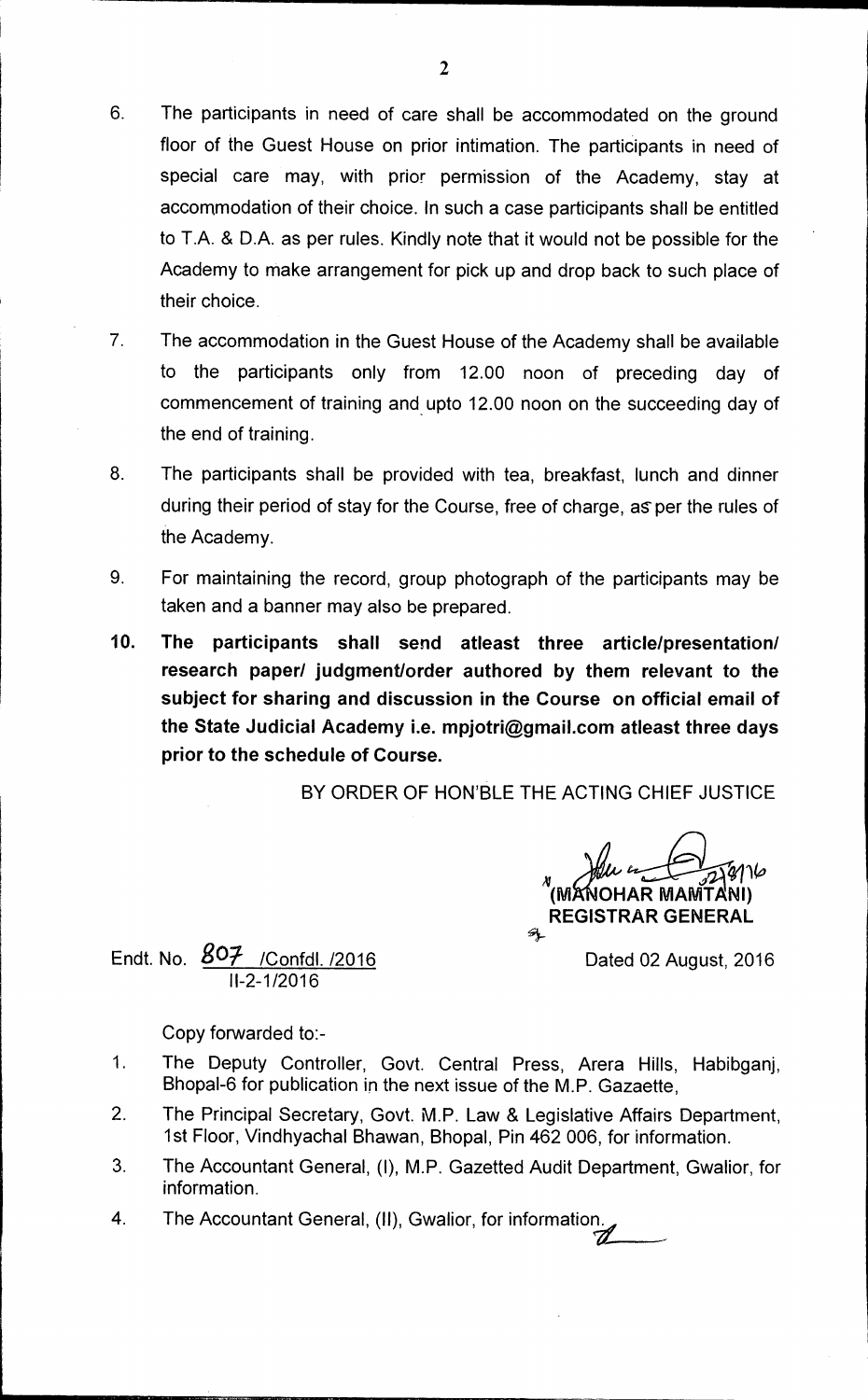6. The participants in need of care shall be accommodated on the ground floor of the Guest House on prior intimation. The participants in need of special care may, with prior permission of the Academy, stay at accommodation of their choice. In such a case participants shall be entitled to T.A. & D.A. as per rules. Kindly note that it would not be possible for the Academy to make arrangement for pick up and drop back to such place of their choice.

7. The accommodation in the Guest House of the Academy shall be available to the participants only from 12.00 noon of preceding day of commencement of training and upto 12.00 noon on the succeeding day of the end of training.

8. The participants shall be provided with tea, breakfast, lunch and dinner during their period of stay for the Course, free of charge, as per the rules of the Academy.

9. For maintaining the record, group photograph of the participants may be taken and a banner may also be prepared.

**10. The participants shall send atleast three article/presentation/ research paper/ judgment/order authored by them relevant to the subject for sharing and discussion in the Course on official email of the State Judicial Academy i.e. mpjotri@gmail.com atleast three days prior to the schedule of Course.**

BY ORDER OF HON'BLE THE ACTING CHIEF JUSTICE

(MANOHAR MAMTANI)
REGISTRAR GENERAL

Endt. No. 807 /Confdl. /2016
II-2-1/2016

Dated 02 August, 2016

Copy forwarded to:-

1. The Deputy Controller, Govt. Central Press, Arera Hills, Habibganj, Bhopal-6 for publication in the next issue of the M.P. Gazaette,
2. The Principal Secretary, Govt. M.P. Law & Legislative Affairs Department, 1st Floor, Vindhyachal Bhawan, Bhopal, Pin 462 006, for information.
3. The Accountant General, (I), M.P. Gazetted Audit Department, Gwalior, for information.
4. The Accountant General, (II), Gwalior, for information.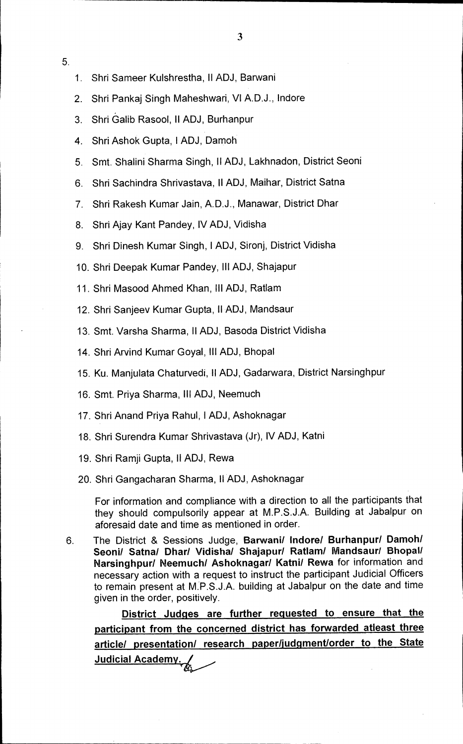5.

1. Shri Sameer Kulshrestha, II ADJ, Barwani
2. Shri Pankaj Singh Maheshwari, VI A.D.J., Indore
3. Shri Galib Rasool, II ADJ, Burhanpur
4. Shri Ashok Gupta, I ADJ, Damoh
5. Smt. Shalini Sharma Singh, II ADJ, Lakhnadon, District Seoni
6. Shri Sachindra Shrivastava, II ADJ, Maihar, District Satna
7. Shri Rakesh Kumar Jain, A.D.J., Manawar, District Dhar
8. Shri Ajay Kant Pandey, IV ADJ, Vidisha
9. Shri Dinesh Kumar Singh, I ADJ, Sironj, District Vidisha
10. Shri Deepak Kumar Pandey, III ADJ, Shajapur
11. Shri Masood Ahmed Khan, III ADJ, Ratlam
12. Shri Sanjeev Kumar Gupta, II ADJ, Mandsaur
13. Smt. Varsha Sharma, II ADJ, Basoda District Vidisha
14. Shri Arvind Kumar Goyal, III ADJ, Bhopal
15. Ku. Manjulata Chaturvedi, II ADJ, Gadarwara, District Narsinghpur
16. Smt. Priya Sharma, III ADJ, Neemuch
17. Shri Anand Priya Rahul, I ADJ, Ashoknagar
18. Shri Surendra Kumar Shrivastava (Jr), IV ADJ, Katni
19. Shri Ramji Gupta, II ADJ, Rewa
20. Shri Gangacharan Sharma, II ADJ, Ashoknagar

For information and compliance with a direction to all the participants that they should compulsorily appear at M.P.S.J.A. Building at Jabalpur on aforesaid date and time as mentioned in order.

6. The District & Sessions Judge, **Barwani/ Indore/ Burhanpur/ Damoh/ Seoni/ Satna/ Dhar/ Vidisha/ Shajapur/ Ratlam/ Mandsaur/ Bhopal/ Narsinghpur/ Neemuch/ Ashoknagar/ Katni/ Rewa** for information and necessary action with a request to instruct the participant Judicial Officers to remain present at M.P.S.J.A. building at Jabalpur on the date and time given in the order, positively.

**District Judges are further requested to ensure that the participant from the concerned district has forwarded atleast three article/ presentation/ research paper/judgment/order to the State Judicial Academy.**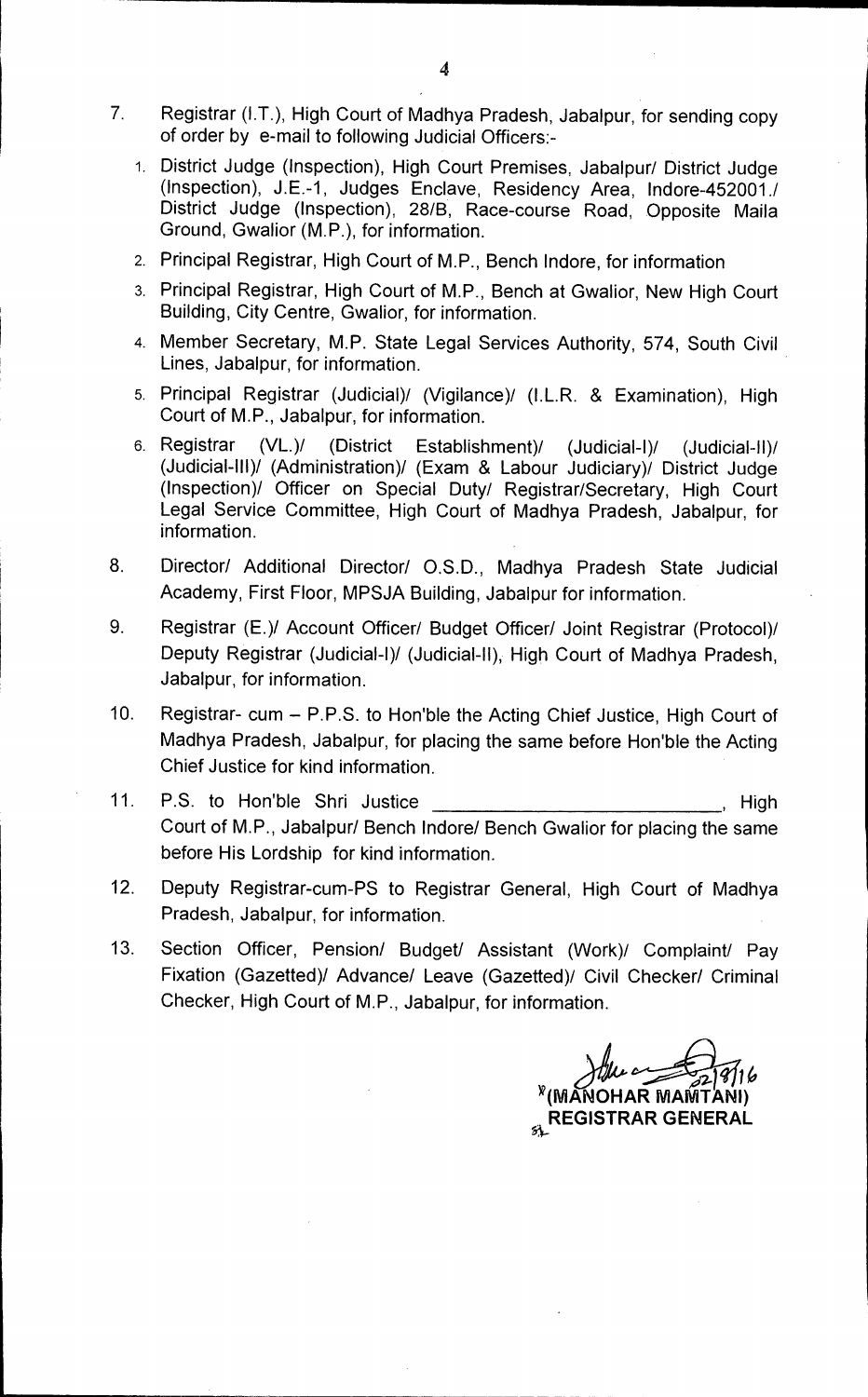7. Registrar (I.T.), High Court of Madhya Pradesh, Jabalpur, for sending copy of order by e-mail to following Judicial Officers:-

   1. District Judge (Inspection), High Court Premises, Jabalpur/ District Judge (Inspection), J.E.-1, Judges Enclave, Residency Area, Indore-452001./ District Judge (Inspection), 28/B, Race-course Road, Opposite Maila Ground, Gwalior (M.P.), for information.
   2. Principal Registrar, High Court of M.P., Bench Indore, for information
   3. Principal Registrar, High Court of M.P., Bench at Gwalior, New High Court Building, City Centre, Gwalior, for information.
   4. Member Secretary, M.P. State Legal Services Authority, 574, South Civil Lines, Jabalpur, for information.
   5. Principal Registrar (Judicial)/ (Vigilance)/ (I.L.R. & Examination), High Court of M.P., Jabalpur, for information.
   6. Registrar (VL.)/ (District Establishment)/ (Judicial-I)/ (Judicial-II)/ (Judicial-III)/ (Administration)/ (Exam & Labour Judiciary)/ District Judge (Inspection)/ Officer on Special Duty/ Registrar/Secretary, High Court Legal Service Committee, High Court of Madhya Pradesh, Jabalpur, for information.

8. Director/ Additional Director/ O.S.D., Madhya Pradesh State Judicial Academy, First Floor, MPSJA Building, Jabalpur for information.

9. Registrar (E.)/ Account Officer/ Budget Officer/ Joint Registrar (Protocol)/ Deputy Registrar (Judicial-I)/ (Judicial-II), High Court of Madhya Pradesh, Jabalpur, for information.

10. Registrar- cum – P.P.S. to Hon'ble the Acting Chief Justice, High Court of Madhya Pradesh, Jabalpur, for placing the same before Hon'ble the Acting Chief Justice for kind information.

11. P.S. to Hon'ble Shri Justice ____________________________, High Court of M.P., Jabalpur/ Bench Indore/ Bench Gwalior for placing the same before His Lordship for kind information.

12. Deputy Registrar-cum-PS to Registrar General, High Court of Madhya Pradesh, Jabalpur, for information.

13. Section Officer, Pension/ Budget/ Assistant (Work)/ Complaint/ Pay Fixation (Gazetted)/ Advance/ Leave (Gazetted)/ Civil Checker/ Criminal Checker, High Court of M.P., Jabalpur, for information.

22/8/16

**(MANOHAR MAMTANI)**
**REGISTRAR GENERAL**